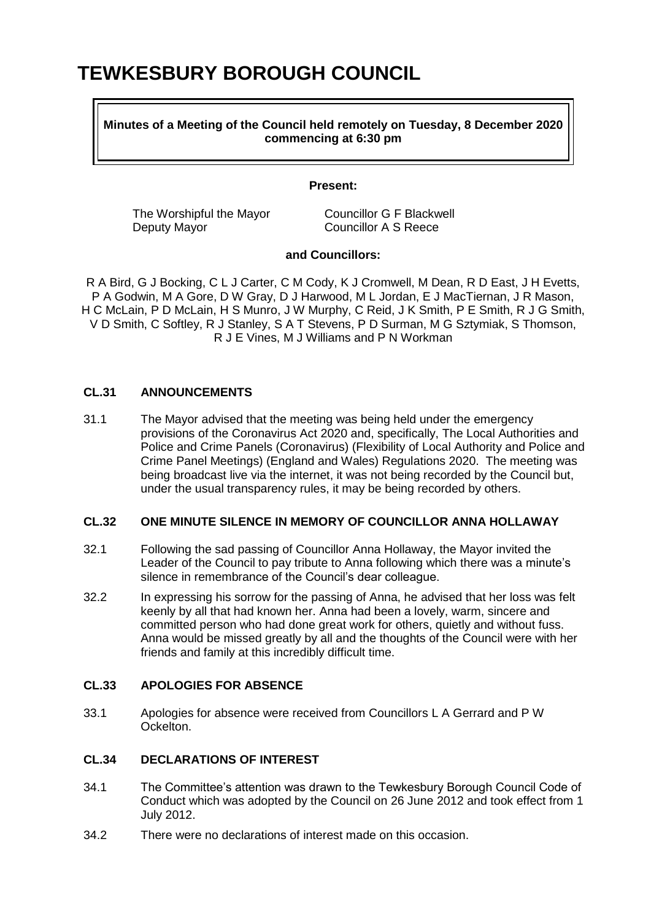# TEWKESBURY BOROUGH COUNCIL

**Minutes of a Meeting of the Council held remotely on Tuesday, 8 December 2020 commencing at 6:30 pm**

**Present:**

| | |
|---|---|
| The Worshipful the Mayor | Councillor G F Blackwell |
| Deputy Mayor | Councillor A S Reece |

**and Councillors:**

R A Bird, G J Bocking, C L J Carter, C M Cody, K J Cromwell, M Dean, R D East, J H Evetts, P A Godwin, M A Gore, D W Gray, D J Harwood, M L Jordan, E J MacTiernan, J R Mason, H C McLain, P D McLain, H S Munro, J W Murphy, C Reid, J K Smith, P E Smith, R J G Smith, V D Smith, C Softley, R J Stanley, S A T Stevens, P D Surman, M G Sztymiak, S Thomson, R J E Vines, M J Williams and P N Workman

## CL.31 ANNOUNCEMENTS

31.1 The Mayor advised that the meeting was being held under the emergency provisions of the Coronavirus Act 2020 and, specifically, The Local Authorities and Police and Crime Panels (Coronavirus) (Flexibility of Local Authority and Police and Crime Panel Meetings) (England and Wales) Regulations 2020. The meeting was being broadcast live via the internet, it was not being recorded by the Council but, under the usual transparency rules, it may be being recorded by others.

## CL.32 ONE MINUTE SILENCE IN MEMORY OF COUNCILLOR ANNA HOLLAWAY

32.1 Following the sad passing of Councillor Anna Hollaway, the Mayor invited the Leader of the Council to pay tribute to Anna following which there was a minute's silence in remembrance of the Council's dear colleague.

32.2 In expressing his sorrow for the passing of Anna, he advised that her loss was felt keenly by all that had known her. Anna had been a lovely, warm, sincere and committed person who had done great work for others, quietly and without fuss. Anna would be missed greatly by all and the thoughts of the Council were with her friends and family at this incredibly difficult time.

## CL.33 APOLOGIES FOR ABSENCE

33.1 Apologies for absence were received from Councillors L A Gerrard and P W Ockelton.

## CL.34 DECLARATIONS OF INTEREST

34.1 The Committee's attention was drawn to the Tewkesbury Borough Council Code of Conduct which was adopted by the Council on 26 June 2012 and took effect from 1 July 2012.

34.2 There were no declarations of interest made on this occasion.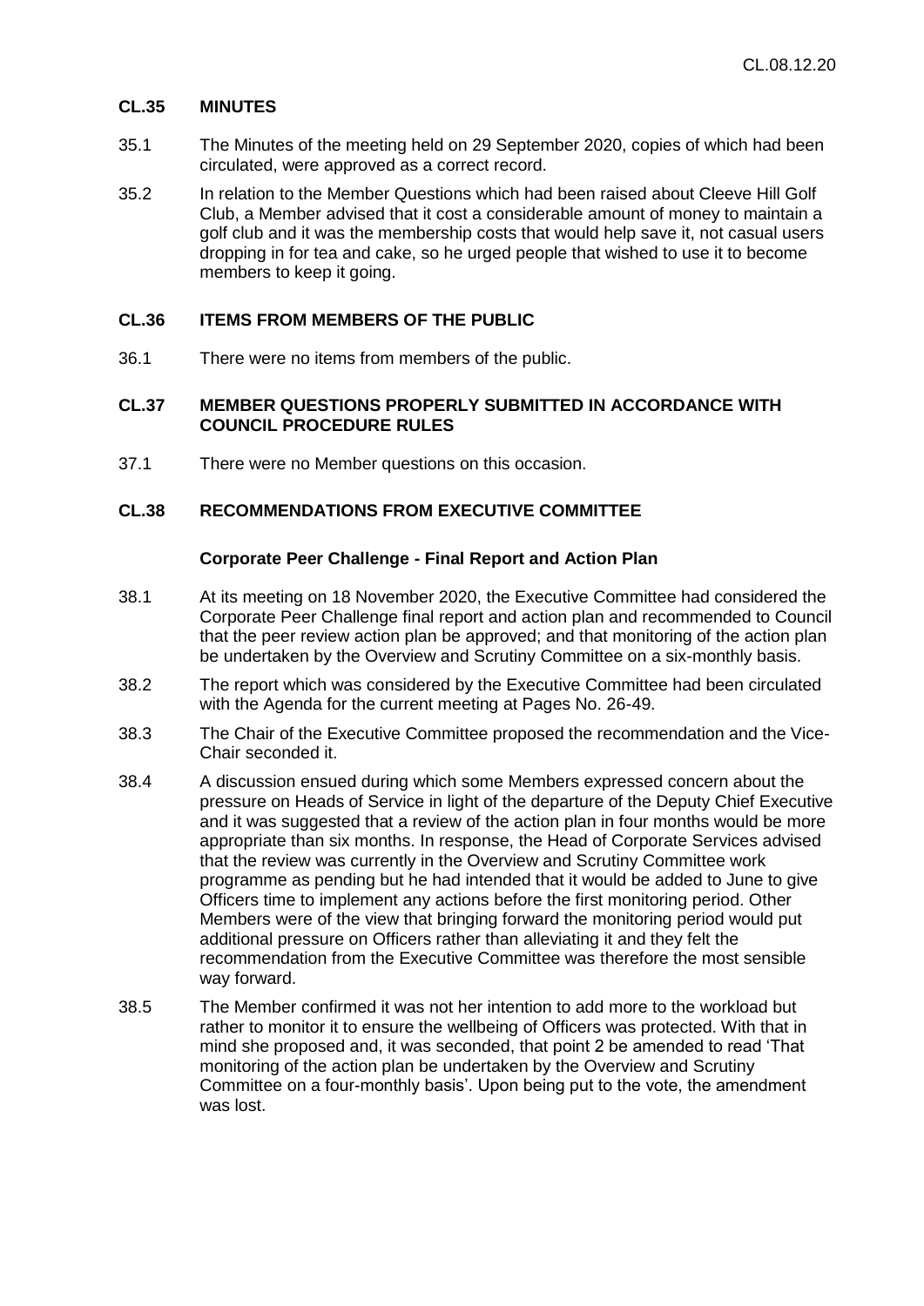### CL.35 MINUTES

35.1 The Minutes of the meeting held on 29 September 2020, copies of which had been circulated, were approved as a correct record.

35.2 In relation to the Member Questions which had been raised about Cleeve Hill Golf Club, a Member advised that it cost a considerable amount of money to maintain a golf club and it was the membership costs that would help save it, not casual users dropping in for tea and cake, so he urged people that wished to use it to become members to keep it going.

### CL.36 ITEMS FROM MEMBERS OF THE PUBLIC

36.1 There were no items from members of the public.

### CL.37 MEMBER QUESTIONS PROPERLY SUBMITTED IN ACCORDANCE WITH COUNCIL PROCEDURE RULES

37.1 There were no Member questions on this occasion.

### CL.38 RECOMMENDATIONS FROM EXECUTIVE COMMITTEE

**Corporate Peer Challenge - Final Report and Action Plan**

38.1 At its meeting on 18 November 2020, the Executive Committee had considered the Corporate Peer Challenge final report and action plan and recommended to Council that the peer review action plan be approved; and that monitoring of the action plan be undertaken by the Overview and Scrutiny Committee on a six-monthly basis.

38.2 The report which was considered by the Executive Committee had been circulated with the Agenda for the current meeting at Pages No. 26-49.

38.3 The Chair of the Executive Committee proposed the recommendation and the Vice-Chair seconded it.

38.4 A discussion ensued during which some Members expressed concern about the pressure on Heads of Service in light of the departure of the Deputy Chief Executive and it was suggested that a review of the action plan in four months would be more appropriate than six months. In response, the Head of Corporate Services advised that the review was currently in the Overview and Scrutiny Committee work programme as pending but he had intended that it would be added to June to give Officers time to implement any actions before the first monitoring period. Other Members were of the view that bringing forward the monitoring period would put additional pressure on Officers rather than alleviating it and they felt the recommendation from the Executive Committee was therefore the most sensible way forward.

38.5 The Member confirmed it was not her intention to add more to the workload but rather to monitor it to ensure the wellbeing of Officers was protected. With that in mind she proposed and, it was seconded, that point 2 be amended to read 'That monitoring of the action plan be undertaken by the Overview and Scrutiny Committee on a four-monthly basis'. Upon being put to the vote, the amendment was lost.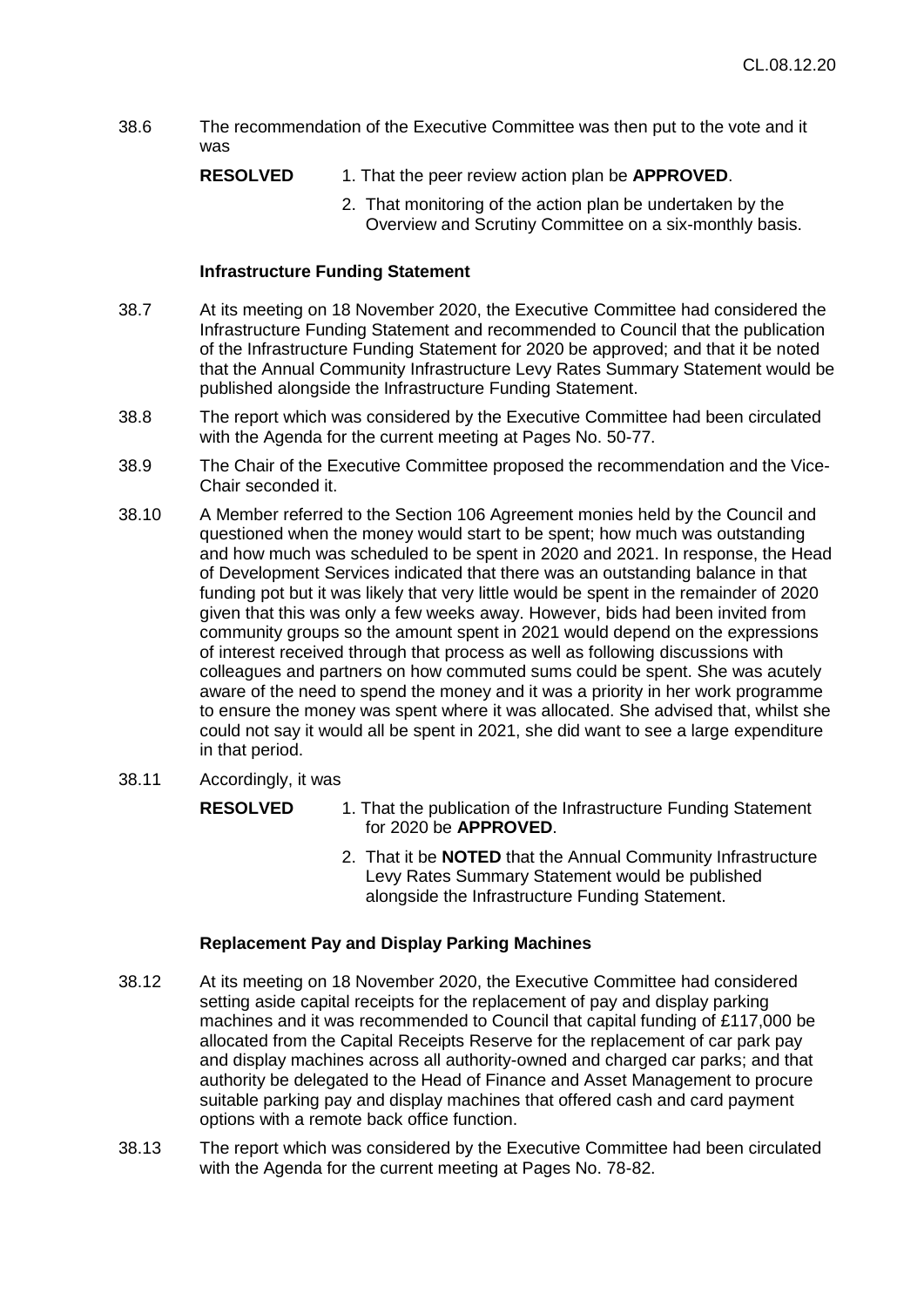38.6 The recommendation of the Executive Committee was then put to the vote and it was

**RESOLVED** 1. That the peer review action plan be **APPROVED**.

2. That monitoring of the action plan be undertaken by the Overview and Scrutiny Committee on a six-monthly basis.

**Infrastructure Funding Statement**

38.7 At its meeting on 18 November 2020, the Executive Committee had considered the Infrastructure Funding Statement and recommended to Council that the publication of the Infrastructure Funding Statement for 2020 be approved; and that it be noted that the Annual Community Infrastructure Levy Rates Summary Statement would be published alongside the Infrastructure Funding Statement.

38.8 The report which was considered by the Executive Committee had been circulated with the Agenda for the current meeting at Pages No. 50-77.

38.9 The Chair of the Executive Committee proposed the recommendation and the Vice-Chair seconded it.

38.10 A Member referred to the Section 106 Agreement monies held by the Council and questioned when the money would start to be spent; how much was outstanding and how much was scheduled to be spent in 2020 and 2021. In response, the Head of Development Services indicated that there was an outstanding balance in that funding pot but it was likely that very little would be spent in the remainder of 2020 given that this was only a few weeks away. However, bids had been invited from community groups so the amount spent in 2021 would depend on the expressions of interest received through that process as well as following discussions with colleagues and partners on how commuted sums could be spent. She was acutely aware of the need to spend the money and it was a priority in her work programme to ensure the money was spent where it was allocated. She advised that, whilst she could not say it would all be spent in 2021, she did want to see a large expenditure in that period.

38.11 Accordingly, it was

**RESOLVED** 1. That the publication of the Infrastructure Funding Statement for 2020 be **APPROVED**.

2. That it be **NOTED** that the Annual Community Infrastructure Levy Rates Summary Statement would be published alongside the Infrastructure Funding Statement.

**Replacement Pay and Display Parking Machines**

38.12 At its meeting on 18 November 2020, the Executive Committee had considered setting aside capital receipts for the replacement of pay and display parking machines and it was recommended to Council that capital funding of £117,000 be allocated from the Capital Receipts Reserve for the replacement of car park pay and display machines across all authority-owned and charged car parks; and that authority be delegated to the Head of Finance and Asset Management to procure suitable parking pay and display machines that offered cash and card payment options with a remote back office function.

38.13 The report which was considered by the Executive Committee had been circulated with the Agenda for the current meeting at Pages No. 78-82.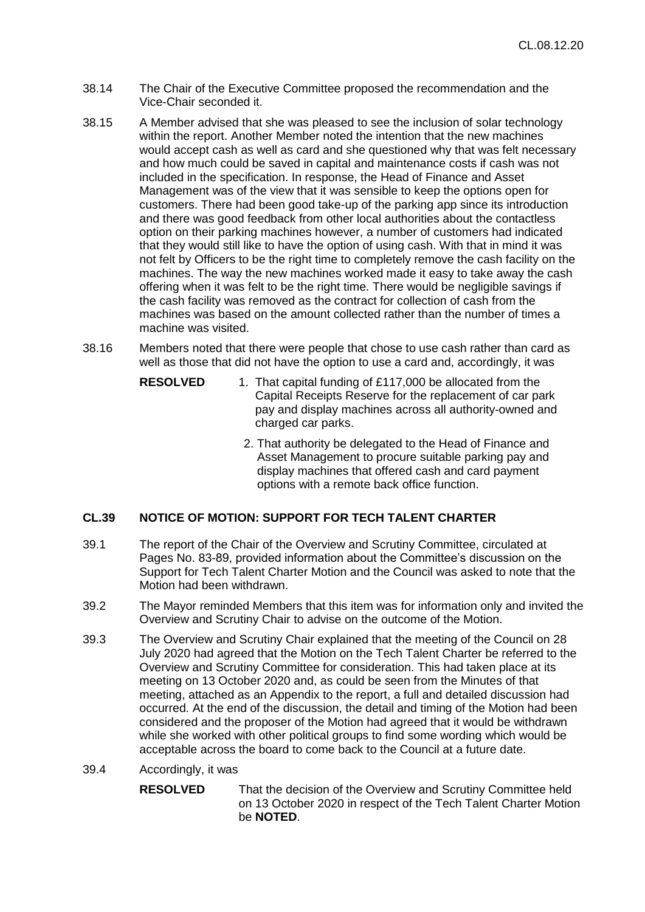38.14 The Chair of the Executive Committee proposed the recommendation and the Vice-Chair seconded it.

38.15 A Member advised that she was pleased to see the inclusion of solar technology within the report. Another Member noted the intention that the new machines would accept cash as well as card and she questioned why that was felt necessary and how much could be saved in capital and maintenance costs if cash was not included in the specification. In response, the Head of Finance and Asset Management was of the view that it was sensible to keep the options open for customers. There had been good take-up of the parking app since its introduction and there was good feedback from other local authorities about the contactless option on their parking machines however, a number of customers had indicated that they would still like to have the option of using cash. With that in mind it was not felt by Officers to be the right time to completely remove the cash facility on the machines. The way the new machines worked made it easy to take away the cash offering when it was felt to be the right time. There would be negligible savings if the cash facility was removed as the contract for collection of cash from the machines was based on the amount collected rather than the number of times a machine was visited.

38.16 Members noted that there were people that chose to use cash rather than card as well as those that did not have the option to use a card and, accordingly, it was

**RESOLVED**

1. That capital funding of £117,000 be allocated from the Capital Receipts Reserve for the replacement of car park pay and display machines across all authority-owned and charged car parks.
2. That authority be delegated to the Head of Finance and Asset Management to procure suitable parking pay and display machines that offered cash and card payment options with a remote back office function.

## CL.39 NOTICE OF MOTION: SUPPORT FOR TECH TALENT CHARTER

39.1 The report of the Chair of the Overview and Scrutiny Committee, circulated at Pages No. 83-89, provided information about the Committee's discussion on the Support for Tech Talent Charter Motion and the Council was asked to note that the Motion had been withdrawn.

39.2 The Mayor reminded Members that this item was for information only and invited the Overview and Scrutiny Chair to advise on the outcome of the Motion.

39.3 The Overview and Scrutiny Chair explained that the meeting of the Council on 28 July 2020 had agreed that the Motion on the Tech Talent Charter be referred to the Overview and Scrutiny Committee for consideration. This had taken place at its meeting on 13 October 2020 and, as could be seen from the Minutes of that meeting, attached as an Appendix to the report, a full and detailed discussion had occurred. At the end of the discussion, the detail and timing of the Motion had been considered and the proposer of the Motion had agreed that it would be withdrawn while she worked with other political groups to find some wording which would be acceptable across the board to come back to the Council at a future date.

39.4 Accordingly, it was

**RESOLVED** That the decision of the Overview and Scrutiny Committee held on 13 October 2020 in respect of the Tech Talent Charter Motion be **NOTED**.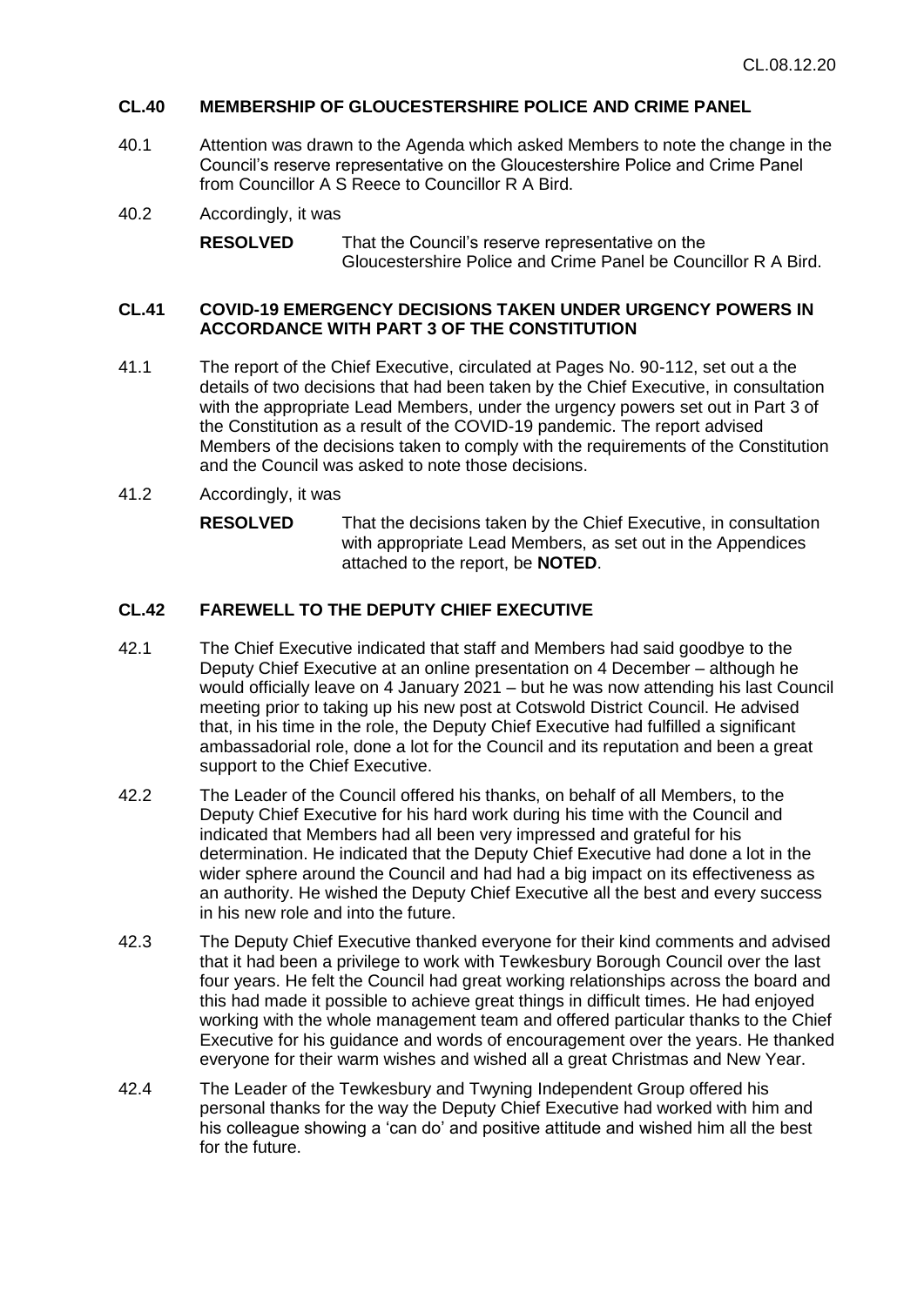### CL.40 MEMBERSHIP OF GLOUCESTERSHIRE POLICE AND CRIME PANEL

40.1 Attention was drawn to the Agenda which asked Members to note the change in the Council's reserve representative on the Gloucestershire Police and Crime Panel from Councillor A S Reece to Councillor R A Bird.

40.2 Accordingly, it was

**RESOLVED** That the Council's reserve representative on the Gloucestershire Police and Crime Panel be Councillor R A Bird.

### CL.41 COVID-19 EMERGENCY DECISIONS TAKEN UNDER URGENCY POWERS IN ACCORDANCE WITH PART 3 OF THE CONSTITUTION

41.1 The report of the Chief Executive, circulated at Pages No. 90-112, set out a the details of two decisions that had been taken by the Chief Executive, in consultation with the appropriate Lead Members, under the urgency powers set out in Part 3 of the Constitution as a result of the COVID-19 pandemic. The report advised Members of the decisions taken to comply with the requirements of the Constitution and the Council was asked to note those decisions.

41.2 Accordingly, it was

**RESOLVED** That the decisions taken by the Chief Executive, in consultation with appropriate Lead Members, as set out in the Appendices attached to the report, be **NOTED**.

### CL.42 FAREWELL TO THE DEPUTY CHIEF EXECUTIVE

42.1 The Chief Executive indicated that staff and Members had said goodbye to the Deputy Chief Executive at an online presentation on 4 December – although he would officially leave on 4 January 2021 – but he was now attending his last Council meeting prior to taking up his new post at Cotswold District Council. He advised that, in his time in the role, the Deputy Chief Executive had fulfilled a significant ambassadorial role, done a lot for the Council and its reputation and been a great support to the Chief Executive.

42.2 The Leader of the Council offered his thanks, on behalf of all Members, to the Deputy Chief Executive for his hard work during his time with the Council and indicated that Members had all been very impressed and grateful for his determination. He indicated that the Deputy Chief Executive had done a lot in the wider sphere around the Council and had had a big impact on its effectiveness as an authority. He wished the Deputy Chief Executive all the best and every success in his new role and into the future.

42.3 The Deputy Chief Executive thanked everyone for their kind comments and advised that it had been a privilege to work with Tewkesbury Borough Council over the last four years. He felt the Council had great working relationships across the board and this had made it possible to achieve great things in difficult times. He had enjoyed working with the whole management team and offered particular thanks to the Chief Executive for his guidance and words of encouragement over the years. He thanked everyone for their warm wishes and wished all a great Christmas and New Year.

42.4 The Leader of the Tewkesbury and Twyning Independent Group offered his personal thanks for the way the Deputy Chief Executive had worked with him and his colleague showing a 'can do' and positive attitude and wished him all the best for the future.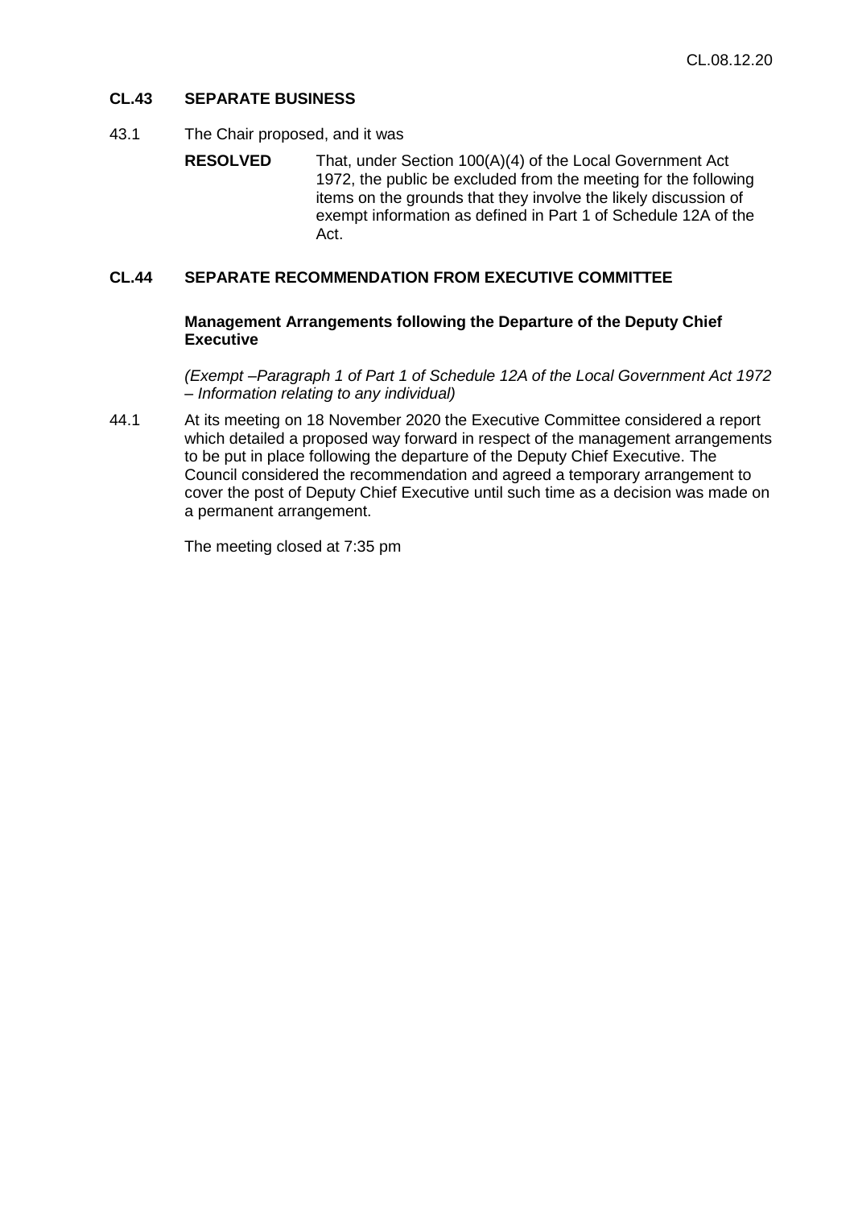## CL.43 SEPARATE BUSINESS

43.1 The Chair proposed, and it was

**RESOLVED** That, under Section 100(A)(4) of the Local Government Act 1972, the public be excluded from the meeting for the following items on the grounds that they involve the likely discussion of exempt information as defined in Part 1 of Schedule 12A of the Act.

## CL.44 SEPARATE RECOMMENDATION FROM EXECUTIVE COMMITTEE

**Management Arrangements following the Departure of the Deputy Chief Executive**

*(Exempt –Paragraph 1 of Part 1 of Schedule 12A of the Local Government Act 1972 – Information relating to any individual)*

44.1 At its meeting on 18 November 2020 the Executive Committee considered a report which detailed a proposed way forward in respect of the management arrangements to be put in place following the departure of the Deputy Chief Executive. The Council considered the recommendation and agreed a temporary arrangement to cover the post of Deputy Chief Executive until such time as a decision was made on a permanent arrangement.

The meeting closed at 7:35 pm